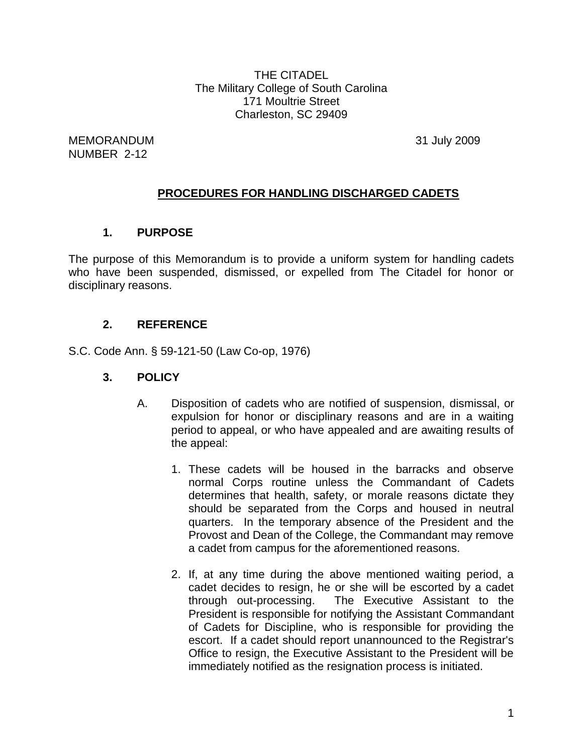THE CITADEL
The Military College of South Carolina
171 Moultrie Street
Charleston, SC 29409

MEMORANDUM
NUMBER 2-12

31 July 2009

## PROCEDURES FOR HANDLING DISCHARGED CADETS

### 1. PURPOSE

The purpose of this Memorandum is to provide a uniform system for handling cadets who have been suspended, dismissed, or expelled from The Citadel for honor or disciplinary reasons.

### 2. REFERENCE

S.C. Code Ann. § 59-121-50 (Law Co-op, 1976)

### 3. POLICY

A. Disposition of cadets who are notified of suspension, dismissal, or expulsion for honor or disciplinary reasons and are in a waiting period to appeal, or who have appealed and are awaiting results of the appeal:

1. These cadets will be housed in the barracks and observe normal Corps routine unless the Commandant of Cadets determines that health, safety, or morale reasons dictate they should be separated from the Corps and housed in neutral quarters. In the temporary absence of the President and the Provost and Dean of the College, the Commandant may remove a cadet from campus for the aforementioned reasons.

2. If, at any time during the above mentioned waiting period, a cadet decides to resign, he or she will be escorted by a cadet through out-processing. The Executive Assistant to the President is responsible for notifying the Assistant Commandant of Cadets for Discipline, who is responsible for providing the escort. If a cadet should report unannounced to the Registrar's Office to resign, the Executive Assistant to the President will be immediately notified as the resignation process is initiated.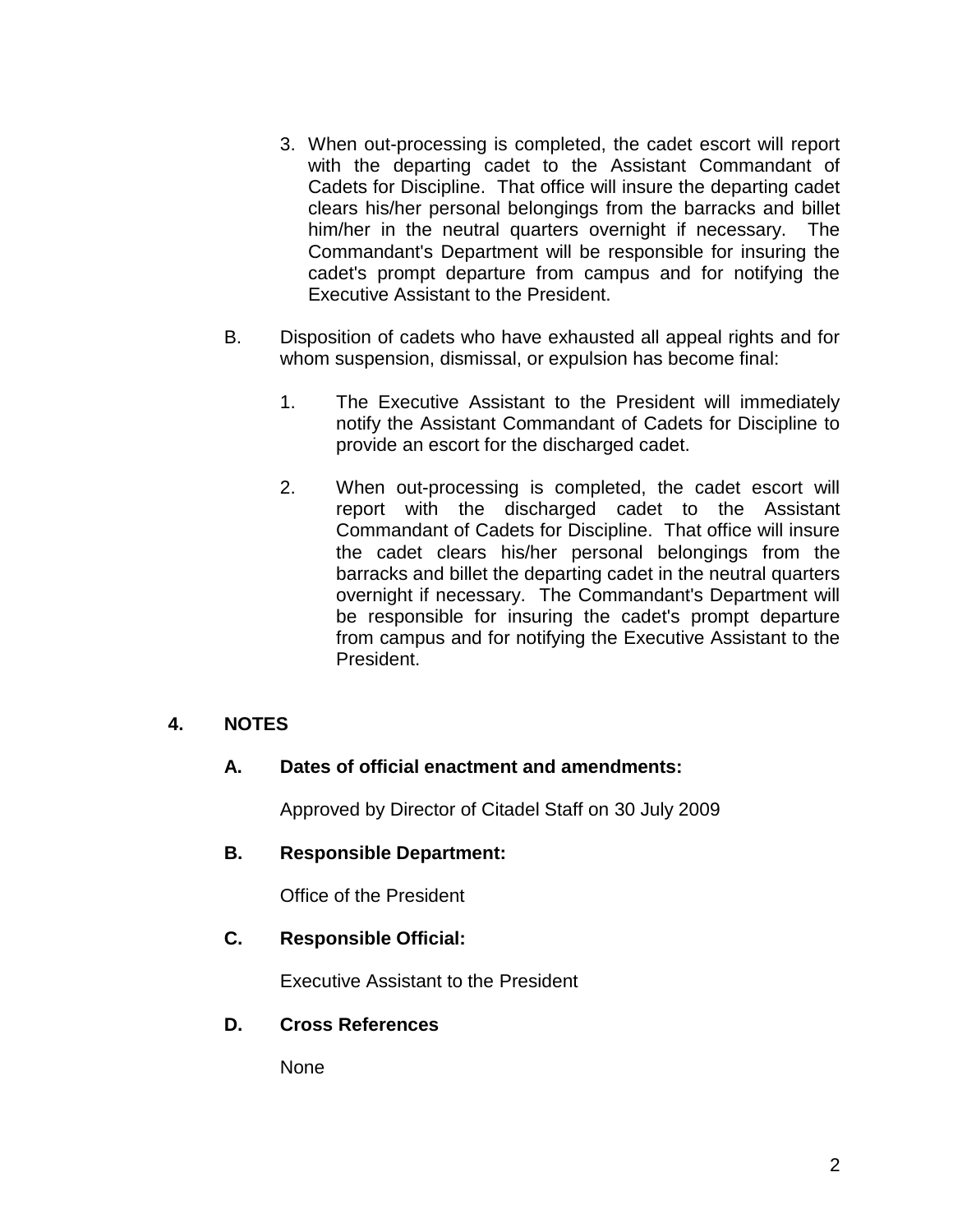3. When out-processing is completed, the cadet escort will report with the departing cadet to the Assistant Commandant of Cadets for Discipline. That office will insure the departing cadet clears his/her personal belongings from the barracks and billet him/her in the neutral quarters overnight if necessary. The Commandant's Department will be responsible for insuring the cadet's prompt departure from campus and for notifying the Executive Assistant to the President.

B. Disposition of cadets who have exhausted all appeal rights and for whom suspension, dismissal, or expulsion has become final:

1. The Executive Assistant to the President will immediately notify the Assistant Commandant of Cadets for Discipline to provide an escort for the discharged cadet.

2. When out-processing is completed, the cadet escort will report with the discharged cadet to the Assistant Commandant of Cadets for Discipline. That office will insure the cadet clears his/her personal belongings from the barracks and billet the departing cadet in the neutral quarters overnight if necessary. The Commandant's Department will be responsible for insuring the cadet's prompt departure from campus and for notifying the Executive Assistant to the President.

## 4. NOTES

### A. Dates of official enactment and amendments:

Approved by Director of Citadel Staff on 30 July 2009

### B. Responsible Department:

Office of the President

### C. Responsible Official:

Executive Assistant to the President

### D. Cross References

None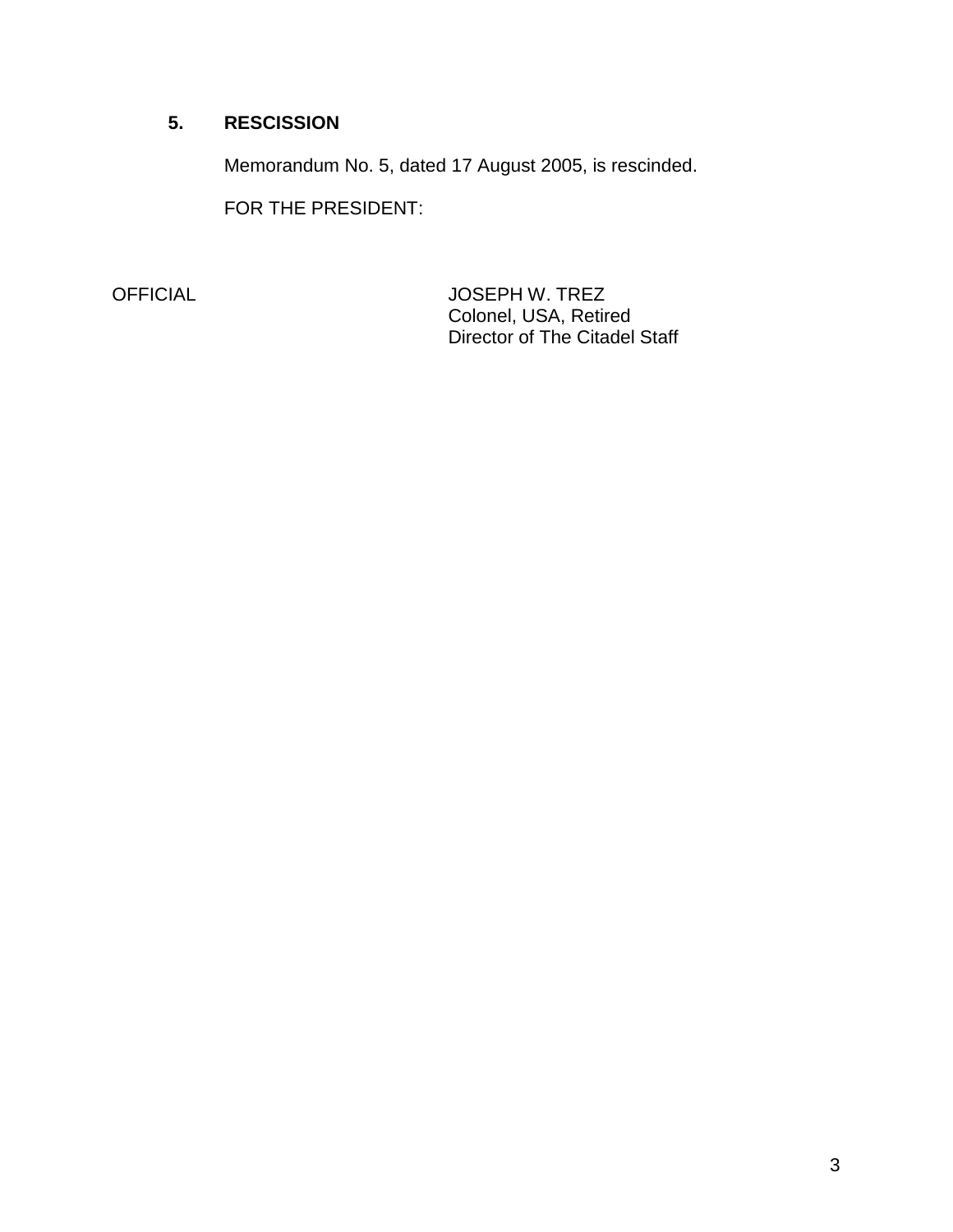## 5. RESCISSION

Memorandum No. 5, dated 17 August 2005, is rescinded.

FOR THE PRESIDENT:

OFFICIAL

JOSEPH W. TREZ
Colonel, USA, Retired
Director of The Citadel Staff